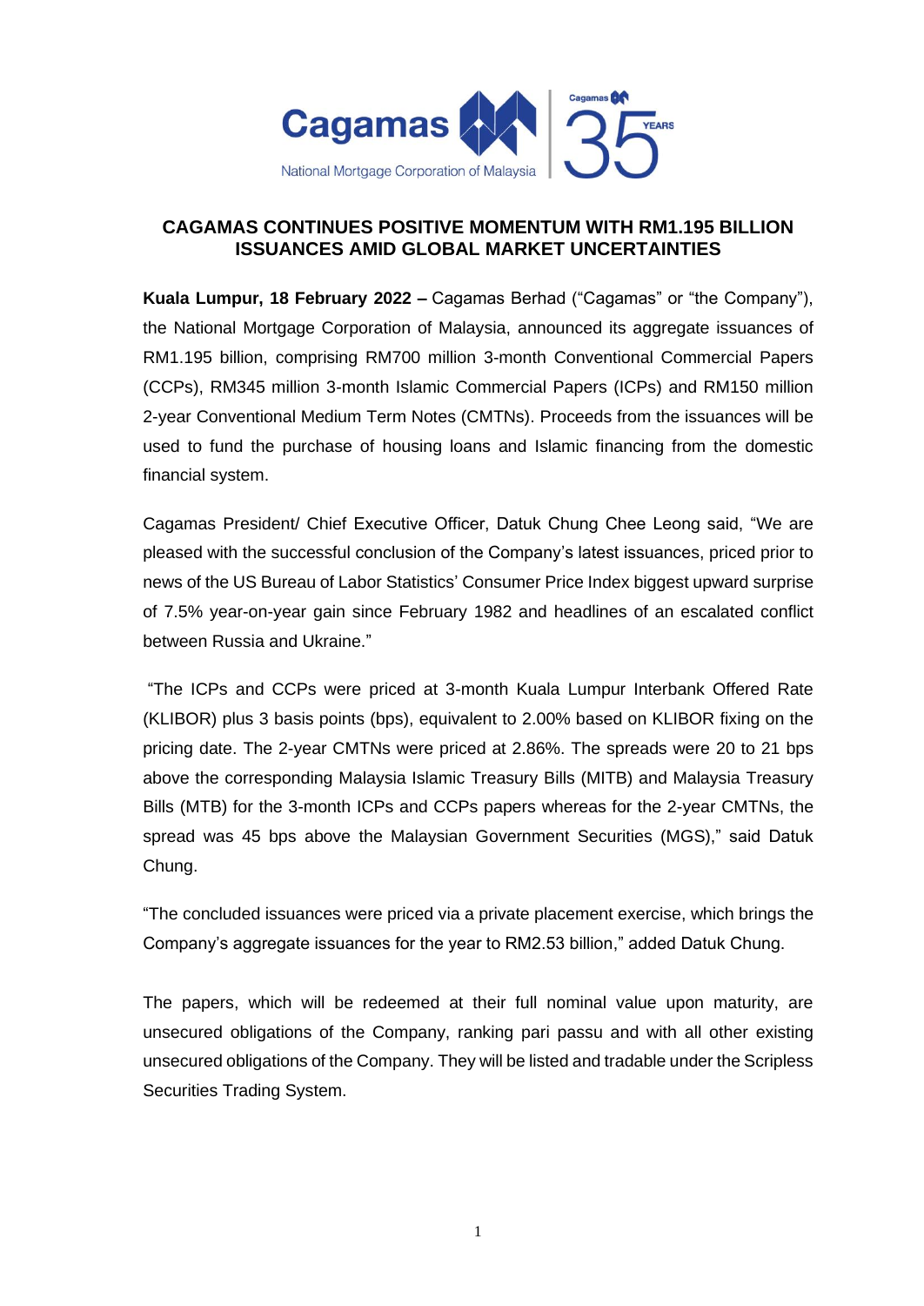# CAGAMAS CONTINUES POSITIVE MOMENTUM WITH RM1.195 BILLION ISSUANCES AMID GLOBAL MARKET UNCERTAINTIES

**Kuala Lumpur, 18 February 2022 –** Cagamas Berhad ("Cagamas" or "the Company"), the National Mortgage Corporation of Malaysia, announced its aggregate issuances of RM1.195 billion, comprising RM700 million 3-month Conventional Commercial Papers (CCPs), RM345 million 3-month Islamic Commercial Papers (ICPs) and RM150 million 2-year Conventional Medium Term Notes (CMTNs). Proceeds from the issuances will be used to fund the purchase of housing loans and Islamic financing from the domestic financial system.

Cagamas President/ Chief Executive Officer, Datuk Chung Chee Leong said, "We are pleased with the successful conclusion of the Company's latest issuances, priced prior to news of the US Bureau of Labor Statistics' Consumer Price Index biggest upward surprise of 7.5% year-on-year gain since February 1982 and headlines of an escalated conflict between Russia and Ukraine."

"The ICPs and CCPs were priced at 3-month Kuala Lumpur Interbank Offered Rate (KLIBOR) plus 3 basis points (bps), equivalent to 2.00% based on KLIBOR fixing on the pricing date. The 2-year CMTNs were priced at 2.86%. The spreads were 20 to 21 bps above the corresponding Malaysia Islamic Treasury Bills (MITB) and Malaysia Treasury Bills (MTB) for the 3-month ICPs and CCPs papers whereas for the 2-year CMTNs, the spread was 45 bps above the Malaysian Government Securities (MGS)," said Datuk Chung.

"The concluded issuances were priced via a private placement exercise, which brings the Company's aggregate issuances for the year to RM2.53 billion," added Datuk Chung.

The papers, which will be redeemed at their full nominal value upon maturity, are unsecured obligations of the Company, ranking pari passu and with all other existing unsecured obligations of the Company. They will be listed and tradable under the Scripless Securities Trading System.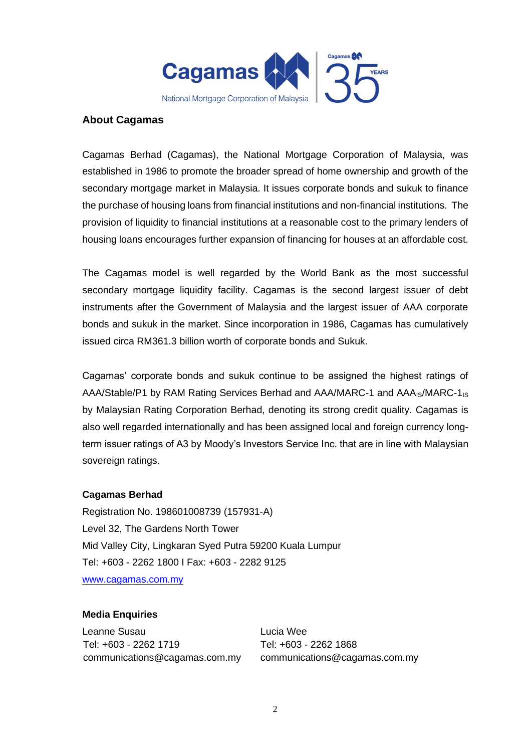## About Cagamas

Cagamas Berhad (Cagamas), the National Mortgage Corporation of Malaysia, was established in 1986 to promote the broader spread of home ownership and growth of the secondary mortgage market in Malaysia. It issues corporate bonds and sukuk to finance the purchase of housing loans from financial institutions and non-financial institutions. The provision of liquidity to financial institutions at a reasonable cost to the primary lenders of housing loans encourages further expansion of financing for houses at an affordable cost.

The Cagamas model is well regarded by the World Bank as the most successful secondary mortgage liquidity facility. Cagamas is the second largest issuer of debt instruments after the Government of Malaysia and the largest issuer of AAA corporate bonds and sukuk in the market. Since incorporation in 1986, Cagamas has cumulatively issued circa RM361.3 billion worth of corporate bonds and Sukuk.

Cagamas' corporate bonds and sukuk continue to be assigned the highest ratings of AAA/Stable/P1 by RAM Rating Services Berhad and AAA/MARC-1 and $AAA_{IS}$/MARC-$1_{IS}$ by Malaysian Rating Corporation Berhad, denoting its strong credit quality. Cagamas is also well regarded internationally and has been assigned local and foreign currency long-term issuer ratings of A3 by Moody's Investors Service Inc. that are in line with Malaysian sovereign ratings.

**Cagamas Berhad**
Registration No. 198601008739 (157931-A)
Level 32, The Gardens North Tower
Mid Valley City, Lingkaran Syed Putra 59200 Kuala Lumpur
Tel: +603 - 2262 1800 I Fax: +603 - 2282 9125
www.cagamas.com.my

**Media Enquiries**

Leanne Susau
Tel: +603 - 2262 1719
communications@cagamas.com.my

Lucia Wee
Tel: +603 - 2262 1868
communications@cagamas.com.my